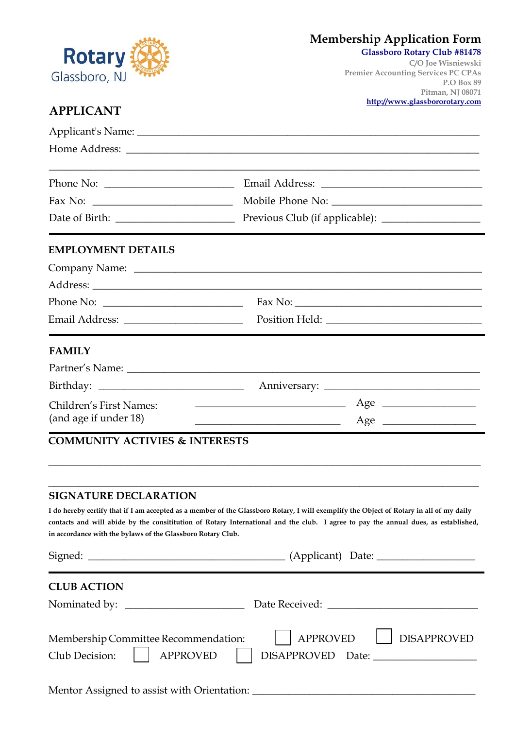Rotary
Glassboro, NJ

# Membership Application Form

**Glassboro Rotary Club #81478**
C/O Joe Wisniewski
Premier Accounting Services PC CPAs
P.O Box 89
Pitman, NJ 08071
http://www.glassbororotary.com

## APPLICANT

Applicant's Name: ______________________________________________

Home Address: ______________________________________________

______________________________________________

Phone No: ____________________ Email Address: ____________________

Fax No: ____________________ Mobile Phone No: ____________________

Date of Birth: ____________________ Previous Club (if applicable): ____________________

## EMPLOYMENT DETAILS

Company Name: ______________________________________________

Address: ______________________________________________

Phone No: ____________________ Fax No: ____________________

Email Address: ____________________ Position Held: ____________________

## FAMILY

Partner's Name: ______________________________________________

Birthday: ____________________ Anniversary: ____________________

Children's First Names: ____________________ Age ____________
(and age if under 18) ____________________ Age ____________

## COMMUNITY ACTIVIES & INTERESTS

______________________________________________

______________________________________________

## SIGNATURE DECLARATION

**I do hereby certify that if I am accepted as a member of the Glassboro Rotary, I will exemplify the Object of Rotary in all of my daily contacts and will abide by the consititution of Rotary International and the club. I agree to pay the annual dues, as established, in accordance with the bylaws of the Glassboro Rotary Club.**

Signed: ______________________________ (Applicant) Date: ____________________

## CLUB ACTION

Nominated by: ____________________ Date Received: ____________________

Membership Committee Recommendation: ☐ APPROVED ☐ DISAPPROVED

Club Decision: ☐ APPROVED ☐ DISAPPROVED Date: ____________________

Mentor Assigned to assist with Orientation: ______________________________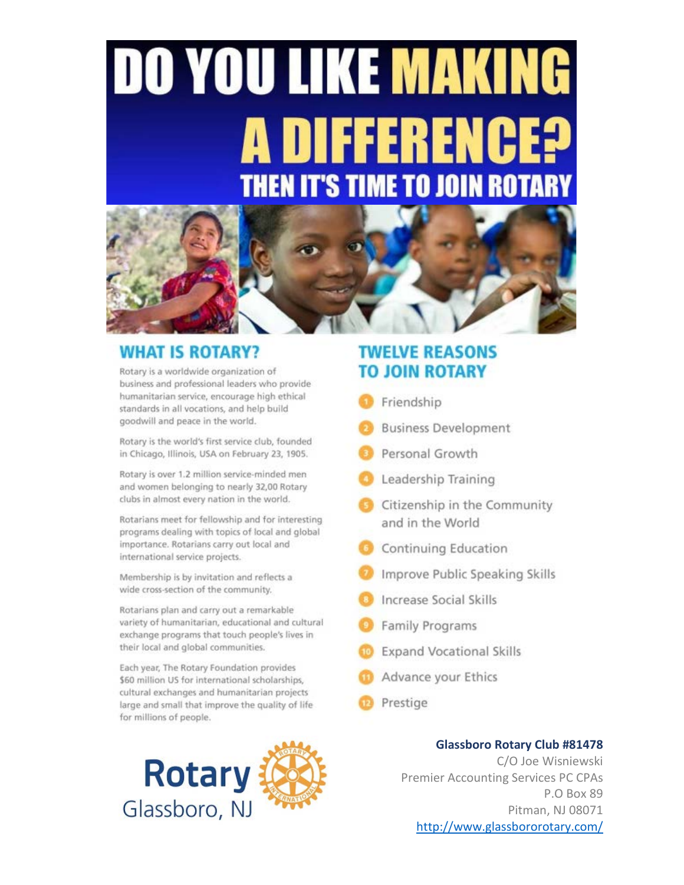# DO YOU LIKE MAKING A DIFFERENCE?

## THEN IT'S TIME TO JOIN ROTARY

## WHAT IS ROTARY?

Rotary is a worldwide organization of business and professional leaders who provide humanitarian service, encourage high ethical standards in all vocations, and help build goodwill and peace in the world.

Rotary is the world's first service club, founded in Chicago, Illinois, USA on February 23, 1905.

Rotary is over 1.2 million service-minded men and women belonging to nearly 32,00 Rotary clubs in almost every nation in the world.

Rotarians meet for fellowship and for interesting programs dealing with topics of local and global importance. Rotarians carry out local and international service projects.

Membership is by invitation and reflects a wide cross-section of the community.

Rotarians plan and carry out a remarkable variety of humanitarian, educational and cultural exchange programs that touch people's lives in their local and global communities.

Each year, The Rotary Foundation provides $60 million US for international scholarships, cultural exchanges and humanitarian projects large and small that improve the quality of life for millions of people.

## TWELVE REASONS TO JOIN ROTARY

1. Friendship
2. Business Development
3. Personal Growth
4. Leadership Training
5. Citizenship in the Community and in the World
6. Continuing Education
7. Improve Public Speaking Skills
8. Increase Social Skills
9. Family Programs
10. Expand Vocational Skills
11. Advance your Ethics
12. Prestige

Rotary
Glassboro, NJ

**Glassboro Rotary Club #81478**
C/O Joe Wisniewski
Premier Accounting Services PC CPAs
P.O Box 89
Pitman, NJ 08071
http://www.glassbororotary.com/